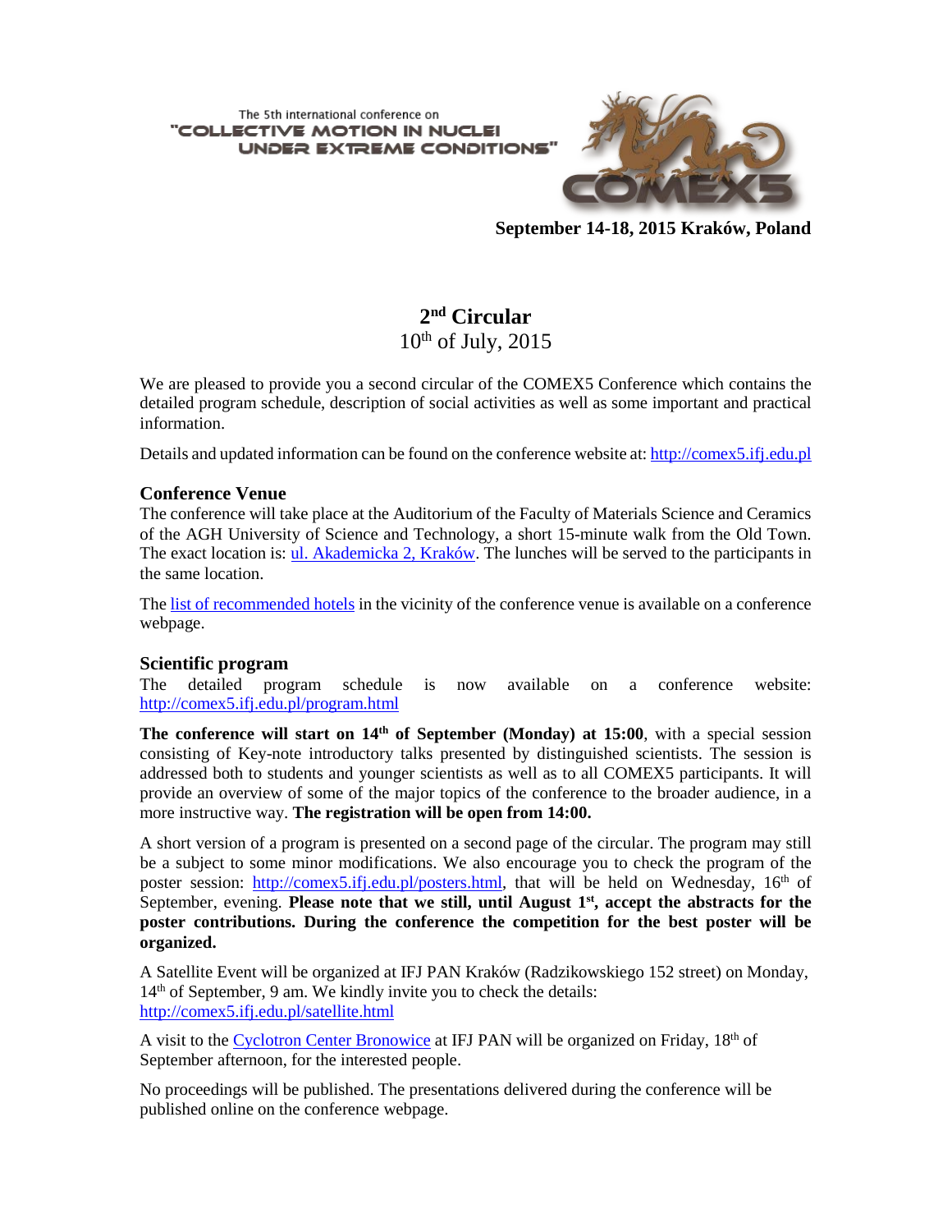The 5th international conference on

"COLLECTIVE MOTION IN NUCLEI UNDER EXTREME CONDITIONS"

COMEX5

**September 14-18, 2015 Kraków, Poland**

# 2nd Circular

10th of July, 2015

We are pleased to provide you a second circular of the COMEX5 Conference which contains the detailed program schedule, description of social activities as well as some important and practical information.

Details and updated information can be found on the conference website at: [http://comex5.ifj.edu.pl](http://comex5.ifj.edu.pl)

## Conference Venue

The conference will take place at the Auditorium of the Faculty of Materials Science and Ceramics of the AGH University of Science and Technology, a short 15-minute walk from the Old Town. The exact location is: [ul. Akademicka 2, Kraków](ul. Akademicka 2, Kraków). The lunches will be served to the participants in the same location.

The [list of recommended hotels](list of recommended hotels) in the vicinity of the conference venue is available on a conference webpage.

## Scientific program

The detailed program schedule is now available on a conference website: [http://comex5.ifj.edu.pl/program.html](http://comex5.ifj.edu.pl/program.html)

**The conference will start on 14th of September (Monday) at 15:00**, with a special session consisting of Key-note introductory talks presented by distinguished scientists. The session is addressed both to students and younger scientists as well as to all COMEX5 participants. It will provide an overview of some of the major topics of the conference to the broader audience, in a more instructive way. **The registration will be open from 14:00.**

A short version of a program is presented on a second page of the circular. The program may still be a subject to some minor modifications. We also encourage you to check the program of the poster session: [http://comex5.ifj.edu.pl/posters.html](http://comex5.ifj.edu.pl/posters.html), that will be held on Wednesday, 16th of September, evening. **Please note that we still, until August 1st, accept the abstracts for the poster contributions. During the conference the competition for the best poster will be organized.**

A Satellite Event will be organized at IFJ PAN Kraków (Radzikowskiego 152 street) on Monday, 14th of September, 9 am. We kindly invite you to check the details: [http://comex5.ifj.edu.pl/satellite.html](http://comex5.ifj.edu.pl/satellite.html)

A visit to the [Cyclotron Center Bronowice](Cyclotron Center Bronowice) at IFJ PAN will be organized on Friday, 18th of September afternoon, for the interested people.

No proceedings will be published. The presentations delivered during the conference will be published online on the conference webpage.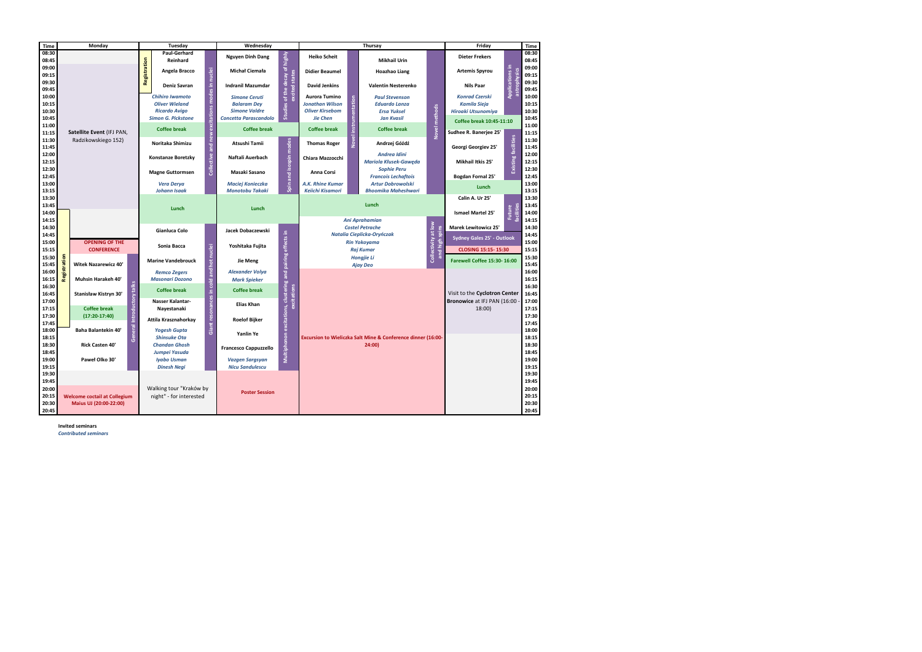| Time | Monday | Tuesday | Wednesday | Thursay | Friday | Time |
|---|---|---|---|---|---|---|
| 08:30 | | Registration | Nguyen Dinh Dang | Heiko Scheit | Dieter Frekers | 08:30 |
| 08:45 | | Paul-Gerhard Reinhard | | Mikhail Urin | | 08:45 |
| 09:00 | | Angela Bracco | Michał Ciemała | Didier Beaumel / Hoazhao Liang | Artemis Spyrou | 09:00 |
| 09:15 | | | | | | 09:15 |
| 09:30 | | Deniz Savran | Indranil Mazumdar | David Jenkins / Valentin Nesterenko | Nils Paar | 09:30 |
| 09:45 | | | | | | 09:45 |
| 10:00 | | *Chihiro Iwamoto* | *Simone Ceruti* | Aurora Tumino / *Paul Stevenson* | *Konrad Czerski* | 10:00 |
| 10:15 | | *Oliver Wieland* | *Balaram Dey* | *Jonathan Wilson* / *Eduardo Lanza* | *Kamila Sieja* | 10:15 |
| 10:30 | | *Ricardo Avigo* | *Simone Valdre* | *Oliver Kirsebom* / *Ersa Yuksel* | *Hiroaki Utsunomiya* | 10:30 |
| 10:45 | | *Simon G. Pickstone* | *Concetta Parascandolo* | *Jie Chen* / *Jan Kvasil* | Coffee break 10:45-11:10 | 10:45 |
| 11:00 | Satellite Event (IFJ PAN, Radzikowskiego 152) | Coffee break | Coffee break | Coffee break / Coffee break | | 11:00 |
| 11:15 | | | | | Sudhee R. Banerjee 25' | 11:15 |
| 11:30 | | Noritaka Shimizu | Atsushi Tamii | Thomas Roger / Andrzej Góźdź | Georgi Georgiev 25' | 11:30 |
| 11:45 | | | | *Andrea Idini* | | 11:45 |
| 12:00 | | Konstanze Boretzky | Naftali Auerbach | Chiara Mazzocchi / *Mariola Kłusek-Gawęda* | Mikhail Itkis 25' | 12:00 |
| 12:15 | | | | *Sophie Peru* | | 12:15 |
| 12:30 | | Magne Guttormsen | Masaki Sasano | Anna Corsi / *Francois Lechaftois* | Bogdan Fornal 25' | 12:30 |
| 12:45 | | | | | | 12:45 |
| 13:00 | | *Vera Derya* | *Maciej Konieczka* | *A.K. Rhine Kumar* / *Artur Dobrowolski* | Lunch | 13:00 |
| 13:15 | | *Johann Isaak* | *Monotobu Takaki* | *Keiichi Kisamori* / *Bhoomika Maheshwari* | | 13:15 |
| 13:30 | | Lunch | Lunch | Lunch | Calin A. Ur 25' | 13:30 |
| 13:45 | | | | | Ismael Martel 25' | 13:45 |
| 14:00 | | | | | | 14:00 |
| 14:15 | | | | *Ani Aprahamian* | | 14:15 |
| 14:30 | | Gianluca Colo | Jacek Dobaczewski | *Costel Petrache* | Marek Lewitowicz 25' | 14:30 |
| 14:45 | | | | *Natalia Cieplicka-Oryńczak* | Sydney Gales 25' - Outlook | 14:45 |
| 15:00 | OPENING OF THE CONFERENCE | Sonia Bacca | Yoshitaka Fujita | *Rin Yokoyama* | CLOSING 15:15- 15:30 | 15:00 |
| 15:15 | | | | *Raj Kumar* | | 15:15 |
| 15:30 | Witek Nazarewicz 40' | Marine Vandebrouck | Jie Meng | *Hongjie Li* | Farewell Coffee 15:30- 16:00 | 15:30 |
| 15:45 | | | | *Ajay Deo* | | 15:45 |
| 16:00 | Muhsin Harakeh 40' | *Remco Zegers* | *Alexander Volya* | | | 16:00 |
| 16:15 | | *Masonari Dozono* | *Mark Spieker* | | | 16:15 |
| 16:30 | Stanisław Kistryn 30' | Coffee break | Coffee break | | Visit to the Cyclotron Center Bronowice at IFJ PAN (16:00 - 18:00) | 16:30 |
| 16:45 | | | | | | 16:45 |
| 17:00 | Coffee break (17:20-17:40) | Nasser Kalantar-Nayestanaki | Elias Khan | | | 17:00 |
| 17:15 | | | | | | 17:15 |
| 17:30 | | Attila Krasznahorkay | Roelof Bijker | | | 17:30 |
| 17:45 | Baha Balantekin 40' | | | | | 17:45 |
| 18:00 | | *Yogesh Gupta* | Yanlin Ye | Excursion to Wieliczka Salt Mine & Conference dinner (16:00-24:00) | | 18:00 |
| 18:15 | | *Shinsuke Ota* | | | | 18:15 |
| 18:30 | Rick Casten 40' | *Chandan Ghosh* | Francesco Cappuzzello | | | 18:30 |
| 18:45 | | *Jumpei Yasuda* | | | | 18:45 |
| 19:00 | Paweł Olko 30' | *Iyabo Usman* | *Vazgen Sargsyan* | | | 19:00 |
| 19:15 | | *Dinesh Negi* | *Nicu Sandulescu* | | | 19:15 |
| 19:30 | | | | | | 19:30 |
| 19:45 | | | | | | 19:45 |
| 20:00 | Welcome coctail at Collegium Maius UJ (20:00-22:00) | Walking tour "Kraków by night" - for interested | Poster Session | | | 20:00 |
| 20:15 | | | | | | 20:15 |
| 20:30 | | | | | | 20:30 |
| 20:45 | | | | | | 20:45 |

Session labels: Monday – Registration (14:15–16:30); General Introductory talks (15:30–19:30). Tuesday – Collective and new excitations modes in nuclei (morning); Giant resonances in cold and hot nuclei (afternoon). Wednesday – Studies of the decay of highly excited states (08:30–11:00); Spin and isospin modes (11:30–13:30); Multiphonon excitations, clustering and pairing effects in excitations (afternoon). Thursday – Novel instrumentation; Novel methods; Collectivity at low and high spins. Friday – Applications in astrophysics; Existing facilities; Future facilities.

**Invited seminars**

***Contributed seminars***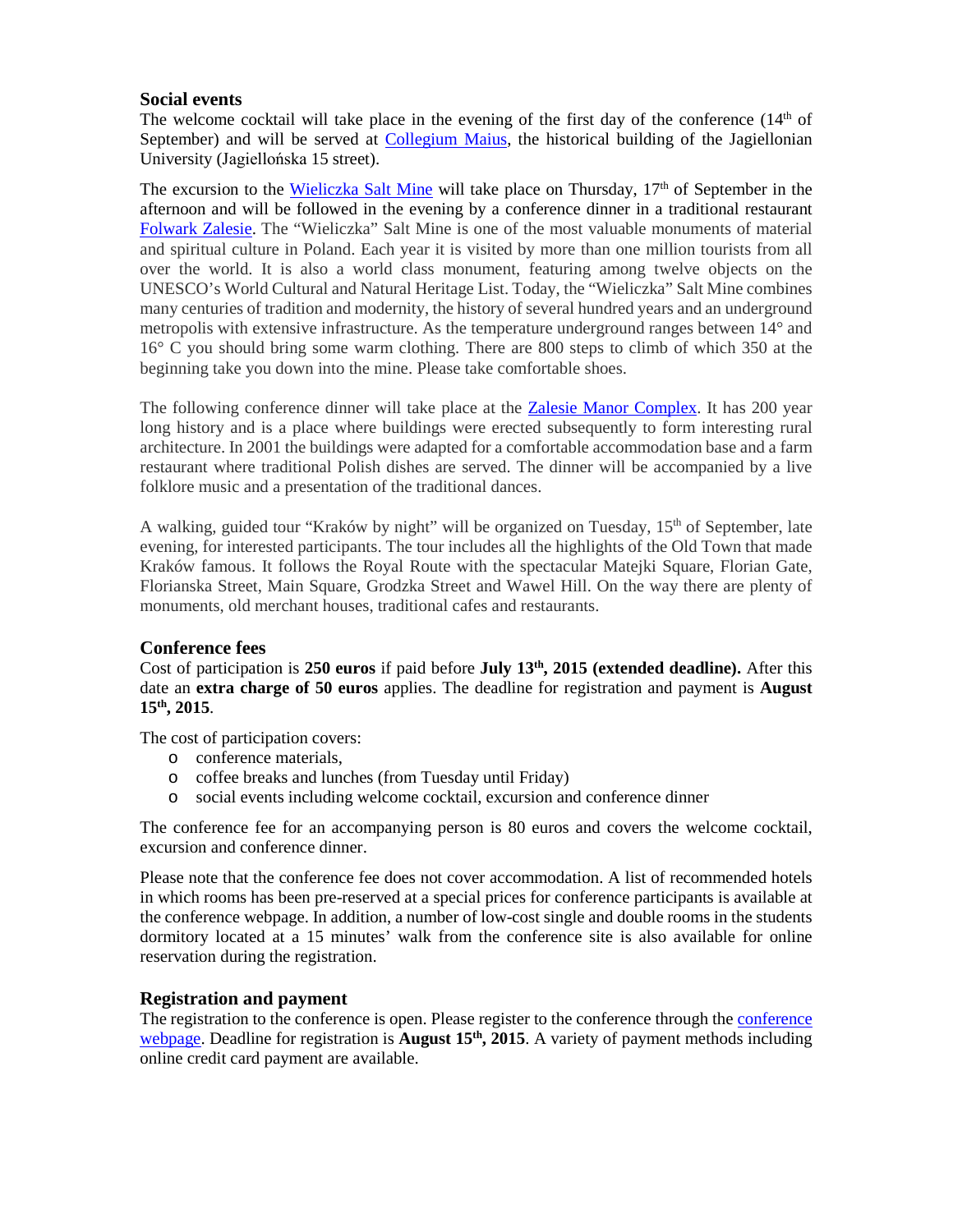## Social events

The welcome cocktail will take place in the evening of the first day of the conference (14th of September) and will be served at Collegium Maius, the historical building of the Jagiellonian University (Jagiellońska 15 street).

The excursion to the Wieliczka Salt Mine will take place on Thursday, 17th of September in the afternoon and will be followed in the evening by a conference dinner in a traditional restaurant Folwark Zalesie. The "Wieliczka" Salt Mine is one of the most valuable monuments of material and spiritual culture in Poland. Each year it is visited by more than one million tourists from all over the world. It is also a world class monument, featuring among twelve objects on the UNESCO's World Cultural and Natural Heritage List. Today, the "Wieliczka" Salt Mine combines many centuries of tradition and modernity, the history of several hundred years and an underground metropolis with extensive infrastructure. As the temperature underground ranges between 14° and 16° C you should bring some warm clothing. There are 800 steps to climb of which 350 at the beginning take you down into the mine. Please take comfortable shoes.

The following conference dinner will take place at the Zalesie Manor Complex. It has 200 year long history and is a place where buildings were erected subsequently to form interesting rural architecture. In 2001 the buildings were adapted for a comfortable accommodation base and a farm restaurant where traditional Polish dishes are served. The dinner will be accompanied by a live folklore music and a presentation of the traditional dances.

A walking, guided tour "Kraków by night" will be organized on Tuesday, 15th of September, late evening, for interested participants. The tour includes all the highlights of the Old Town that made Kraków famous. It follows the Royal Route with the spectacular Matejki Square, Florian Gate, Florianska Street, Main Square, Grodzka Street and Wawel Hill. On the way there are plenty of monuments, old merchant houses, traditional cafes and restaurants.

## Conference fees

Cost of participation is **250 euros** if paid before **July 13th, 2015 (extended deadline).** After this date an **extra charge of 50 euros** applies. The deadline for registration and payment is **August 15th, 2015**.

The cost of participation covers:

- conference materials,
- coffee breaks and lunches (from Tuesday until Friday)
- social events including welcome cocktail, excursion and conference dinner

The conference fee for an accompanying person is 80 euros and covers the welcome cocktail, excursion and conference dinner.

Please note that the conference fee does not cover accommodation. A list of recommended hotels in which rooms has been pre-reserved at a special prices for conference participants is available at the conference webpage. In addition, a number of low-cost single and double rooms in the students dormitory located at a 15 minutes' walk from the conference site is also available for online reservation during the registration.

## Registration and payment

The registration to the conference is open. Please register to the conference through the conference webpage. Deadline for registration is **August 15th, 2015**. A variety of payment methods including online credit card payment are available.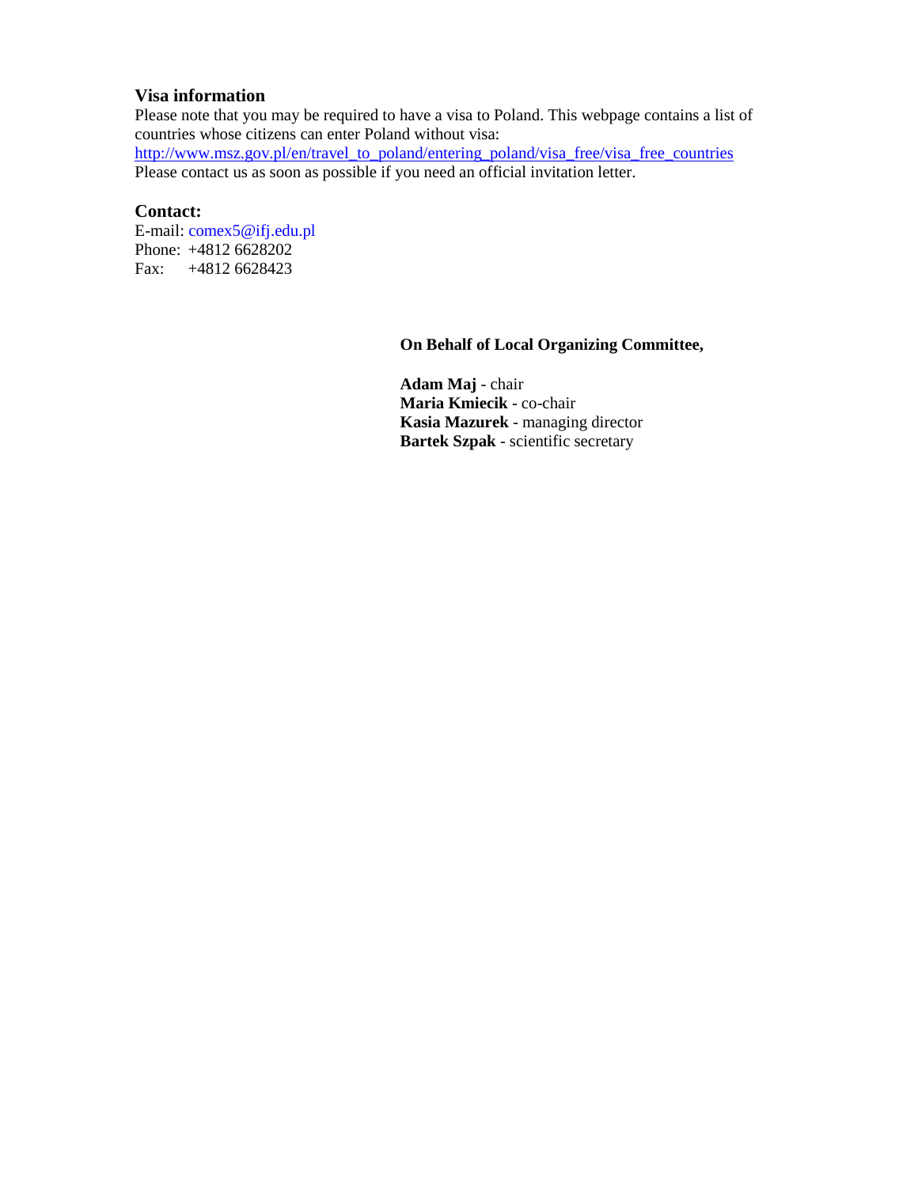### Visa information

Please note that you may be required to have a visa to Poland. This webpage contains a list of countries whose citizens can enter Poland without visa:
http://www.msz.gov.pl/en/travel_to_poland/entering_poland/visa_free/visa_free_countries
Please contact us as soon as possible if you need an official invitation letter.

### Contact:

E-mail: comex5@ifj.edu.pl
Phone: +4812 6628202
Fax: +4812 6628423

**On Behalf of Local Organizing Committee,**

**Adam Maj** - chair
**Maria Kmiecik** - co-chair
**Kasia Mazurek** - managing director
**Bartek Szpak** - scientific secretary